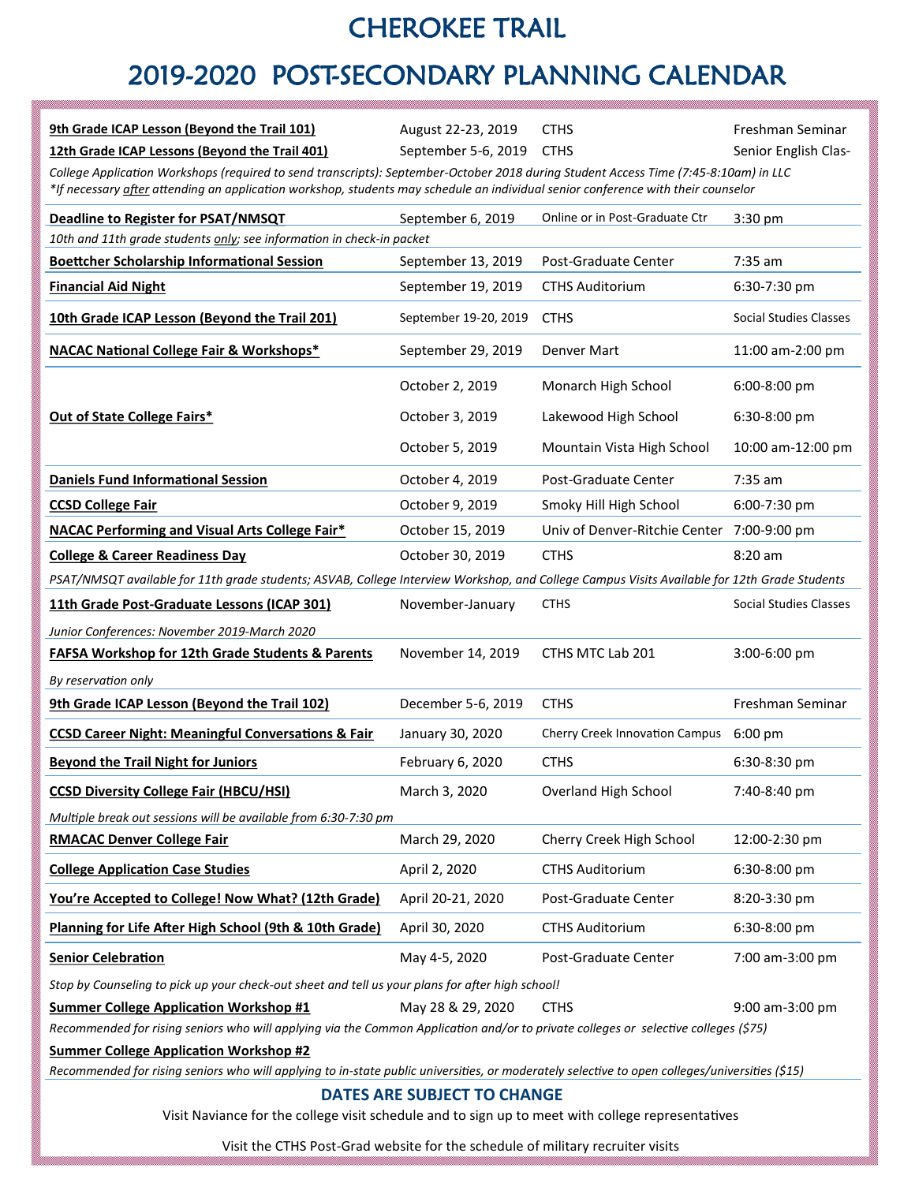# CHEROKEE TRAIL

# 2019-2020 POST-SECONDARY PLANNING CALENDAR

| Event | Date | Location | Time |
|---|---|---|---|
| **9th Grade ICAP Lesson (Beyond the Trail 101)** | August 22-23, 2019 | CTHS | Freshman Seminar |
| **12th Grade ICAP Lessons (Beyond the Trail 401)** | September 5-6, 2019 | CTHS | Senior English Clas- |
| *College Application Workshops (required to send transcripts): September-October 2018 during Student Access Time (7:45-8:10am) in LLC* | | | |
| *\*If necessary after attending an application workshop, students may schedule an individual senior conference with their counselor* | | | |
| **Deadline to Register for PSAT/NMSQT** | September 6, 2019 | Online or in Post-Graduate Ctr | 3:30 pm |
| *10th and 11th grade students only; see information in check-in packet* | | | |
| **Boettcher Scholarship Informational Session** | September 13, 2019 | Post-Graduate Center | 7:35 am |
| **Financial Aid Night** | September 19, 2019 | CTHS Auditorium | 6:30-7:30 pm |
| **10th Grade ICAP Lesson (Beyond the Trail 201)** | September 19-20, 2019 | CTHS | Social Studies Classes |
| **NACAC National College Fair & Workshops*** | September 29, 2019 | Denver Mart | 11:00 am-2:00 pm |
| **Out of State College Fairs*** | October 2, 2019 | Monarch High School | 6:00-8:00 pm |
| | October 3, 2019 | Lakewood High School | 6:30-8:00 pm |
| | October 5, 2019 | Mountain Vista High School | 10:00 am-12:00 pm |
| **Daniels Fund Informational Session** | October 4, 2019 | Post-Graduate Center | 7:35 am |
| **CCSD College Fair** | October 9, 2019 | Smoky Hill High School | 6:00-7:30 pm |
| **NACAC Performing and Visual Arts College Fair*** | October 15, 2019 | Univ of Denver-Ritchie Center | 7:00-9:00 pm |
| **College & Career Readiness Day** | October 30, 2019 | CTHS | 8:20 am |
| *PSAT/NMSQT available for 11th grade students; ASVAB, College Interview Workshop, and College Campus Visits Available for 12th Grade Students* | | | |
| **11th Grade Post-Graduate Lessons (ICAP 301)** | November-January | CTHS | Social Studies Classes |
| *Junior Conferences: November 2019-March 2020* | | | |
| **FAFSA Workshop for 12th Grade Students & Parents** | November 14, 2019 | CTHS MTC Lab 201 | 3:00-6:00 pm |
| *By reservation only* | | | |
| **9th Grade ICAP Lesson (Beyond the Trail 102)** | December 5-6, 2019 | CTHS | Freshman Seminar |
| **CCSD Career Night: Meaningful Conversations & Fair** | January 30, 2020 | Cherry Creek Innovation Campus | 6:00 pm |
| **Beyond the Trail Night for Juniors** | February 6, 2020 | CTHS | 6:30-8:30 pm |
| **CCSD Diversity College Fair (HBCU/HSI)** | March 3, 2020 | Overland High School | 7:40-8:40 pm |
| *Multiple break out sessions will be available from 6:30-7:30 pm* | | | |
| **RMACAC Denver College Fair** | March 29, 2020 | Cherry Creek High School | 12:00-2:30 pm |
| **College Application Case Studies** | April 2, 2020 | CTHS Auditorium | 6:30-8:00 pm |
| **You're Accepted to College! Now What? (12th Grade)** | April 20-21, 2020 | Post-Graduate Center | 8:20-3:30 pm |
| **Planning for Life After High School (9th & 10th Grade)** | April 30, 2020 | CTHS Auditorium | 6:30-8:00 pm |
| **Senior Celebration** | May 4-5, 2020 | Post-Graduate Center | 7:00 am-3:00 pm |
| *Stop by Counseling to pick up your check-out sheet and tell us your plans for after high school!* | | | |
| **Summer College Application Workshop #1** | May 28 & 29, 2020 | CTHS | 9:00 am-3:00 pm |
| *Recommended for rising seniors who will applying via the Common Application and/or to private colleges or selective colleges ($75)* | | | |
| **Summer College Application Workshop #2** | | | |
| *Recommended for rising seniors who will applying to in-state public universities, or moderately selective to open colleges/universities ($15)* | | | |

**DATES ARE SUBJECT TO CHANGE**

Visit Naviance for the college visit schedule and to sign up to meet with college representatives

Visit the CTHS Post-Grad website for the schedule of military recruiter visits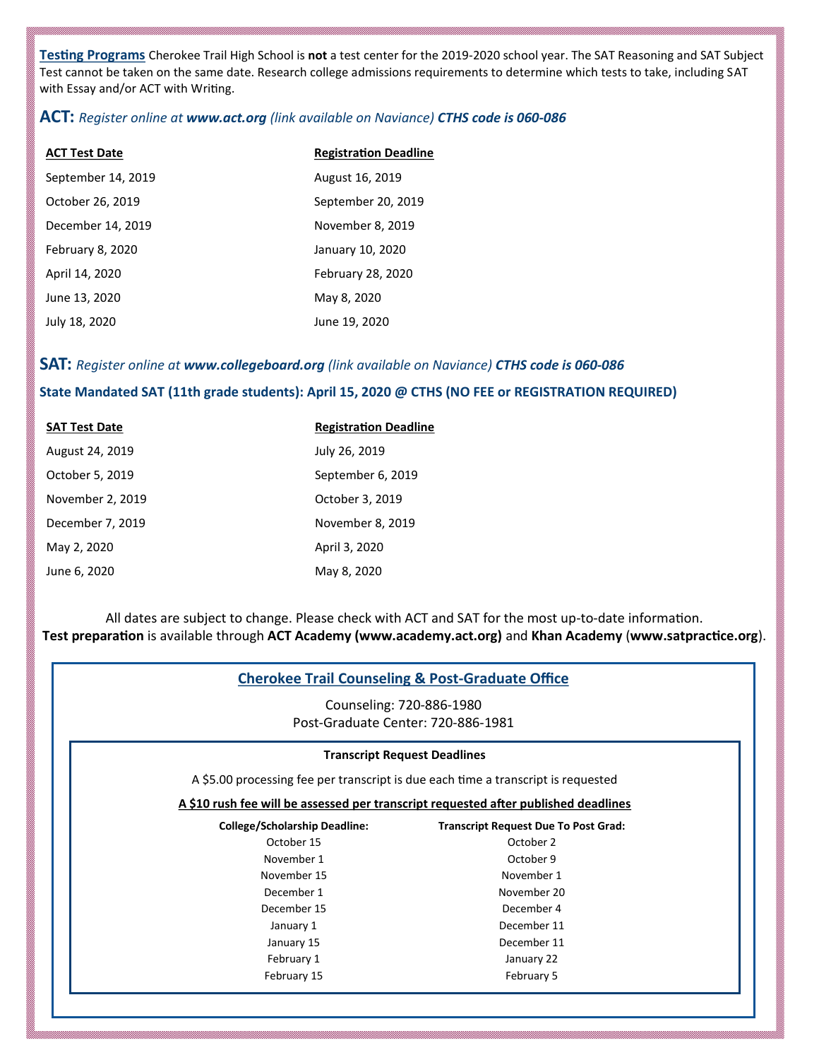**Testing Programs** Cherokee Trail High School is **not** a test center for the 2019-2020 school year. The SAT Reasoning and SAT Subject Test cannot be taken on the same date. Research college admissions requirements to determine which tests to take, including SAT with Essay and/or ACT with Writing.

## ACT: *Register online at **www.act.org** (link available on Naviance) **CTHS code is 060-086***

| ACT Test Date | Registration Deadline |
|---|---|
| September 14, 2019 | August 16, 2019 |
| October 26, 2019 | September 20, 2019 |
| December 14, 2019 | November 8, 2019 |
| February 8, 2020 | January 10, 2020 |
| April 14, 2020 | February 28, 2020 |
| June 13, 2020 | May 8, 2020 |
| July 18, 2020 | June 19, 2020 |

## SAT: *Register online at **www.collegeboard.org** (link available on Naviance) **CTHS code is 060-086***

**State Mandated SAT (11th grade students): April 15, 2020 @ CTHS (NO FEE or REGISTRATION REQUIRED)**

| SAT Test Date | Registration Deadline |
|---|---|
| August 24, 2019 | July 26, 2019 |
| October 5, 2019 | September 6, 2019 |
| November 2, 2019 | October 3, 2019 |
| December 7, 2019 | November 8, 2019 |
| May 2, 2020 | April 3, 2020 |
| June 6, 2020 | May 8, 2020 |

All dates are subject to change. Please check with ACT and SAT for the most up-to-date information.
**Test preparation** is available through **ACT Academy (www.academy.act.org)** and **Khan Academy** (**www.satpractice.org**).

## Cherokee Trail Counseling & Post-Graduate Office

Counseling: 720-886-1980
Post-Graduate Center: 720-886-1981

### Transcript Request Deadlines

A $5.00 processing fee per transcript is due each time a transcript is requested

**A $10 rush fee will be assessed per transcript requested after published deadlines**

| College/Scholarship Deadline: | Transcript Request Due To Post Grad: |
|---|---|
| October 15 | October 2 |
| November 1 | October 9 |
| November 15 | November 1 |
| December 1 | November 20 |
| December 15 | December 4 |
| January 1 | December 11 |
| January 15 | December 11 |
| February 1 | January 22 |
| February 15 | February 5 |